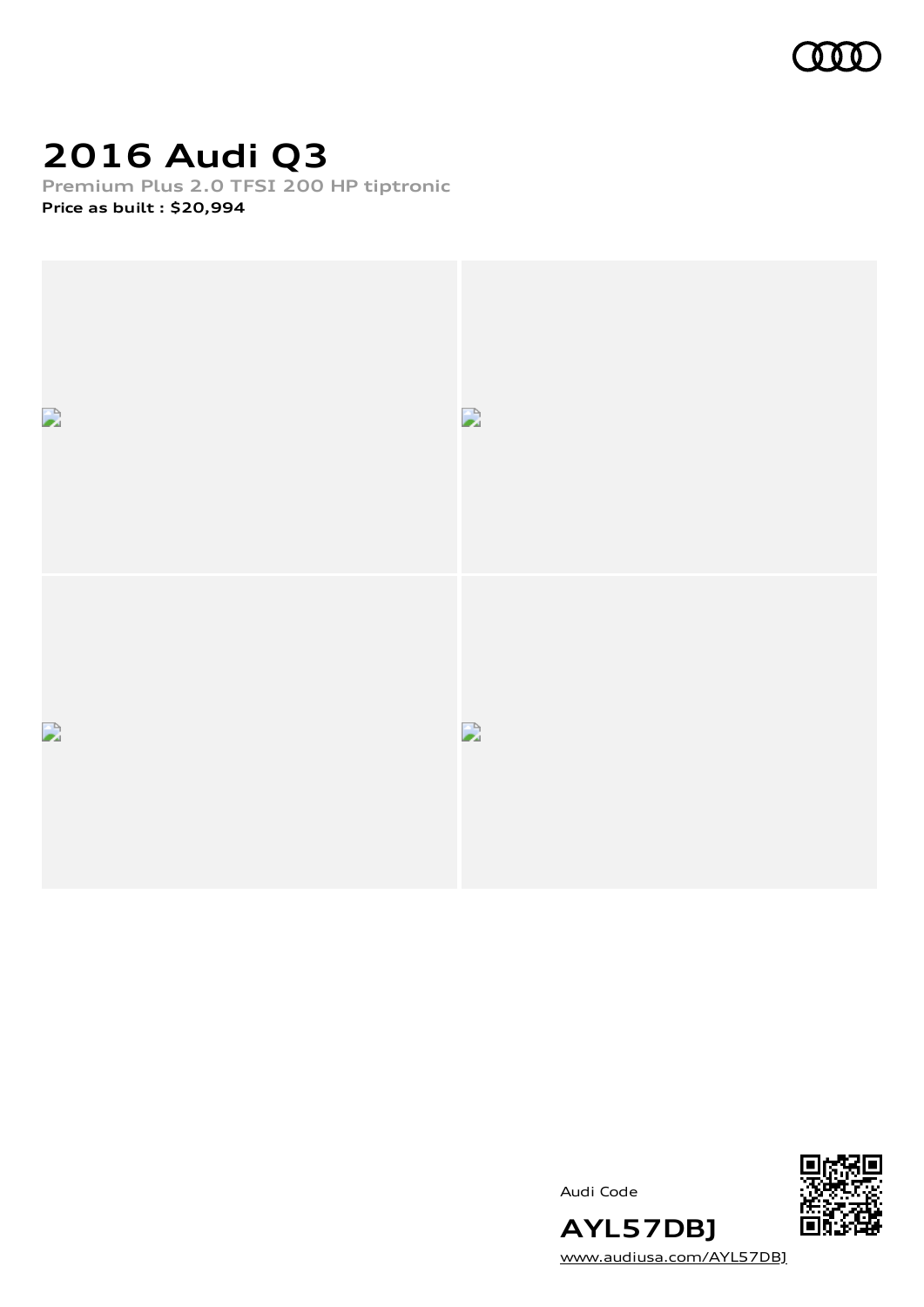# 2016 Audi Q3

**Premium Plus 2.0 TFSI 200 HP tiptronic**

**Price as built : $20,994**

Audi Code

**AYL57DBJ**

www.audiusa.com/AYL57DBJ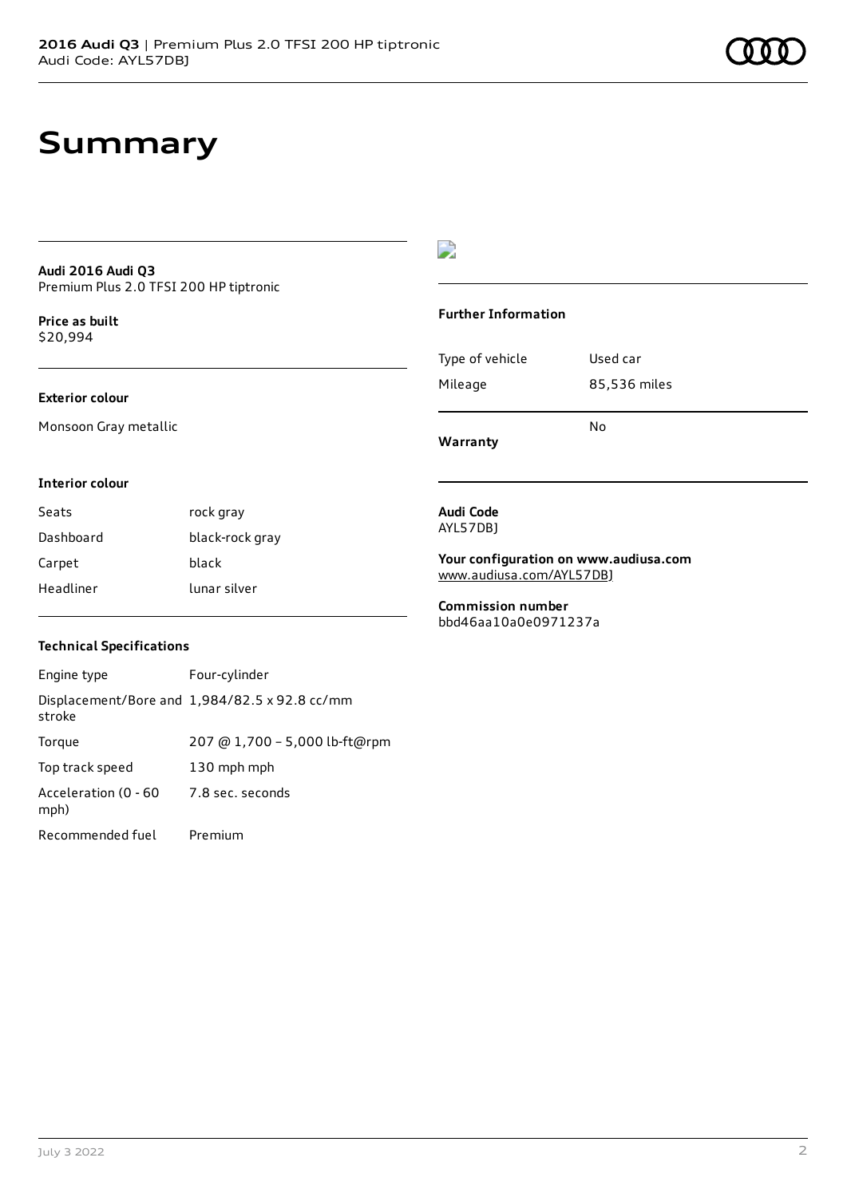# Summary

**Audi 2016 Audi Q3**
Premium Plus 2.0 TFSI 200 HP tiptronic

**Price as built**
$20,994

**Exterior colour**

Monsoon Gray metallic

**Interior colour**

| | |
|---|---|
| Seats | rock gray |
| Dashboard | black-rock gray |
| Carpet | black |
| Headliner | lunar silver |

**Technical Specifications**

| | |
|---|---|
| Engine type | Four-cylinder |
| Displacement/Bore and stroke | 1,984/82.5 x 92.8 cc/mm |
| Torque | 207 @ 1,700 – 5,000 lb-ft@rpm |
| Top track speed | 130 mph mph |
| Acceleration (0 - 60 mph) | 7.8 sec. seconds |
| Recommended fuel | Premium |

**Further Information**

| | |
|---|---|
| Type of vehicle | Used car |
| Mileage | 85,536 miles |
| **Warranty** | No |

**Audi Code**
AYL57DBJ

**Your configuration on www.audiusa.com**
www.audiusa.com/AYL57DBJ

**Commission number**
bbd46aa10a0e0971237a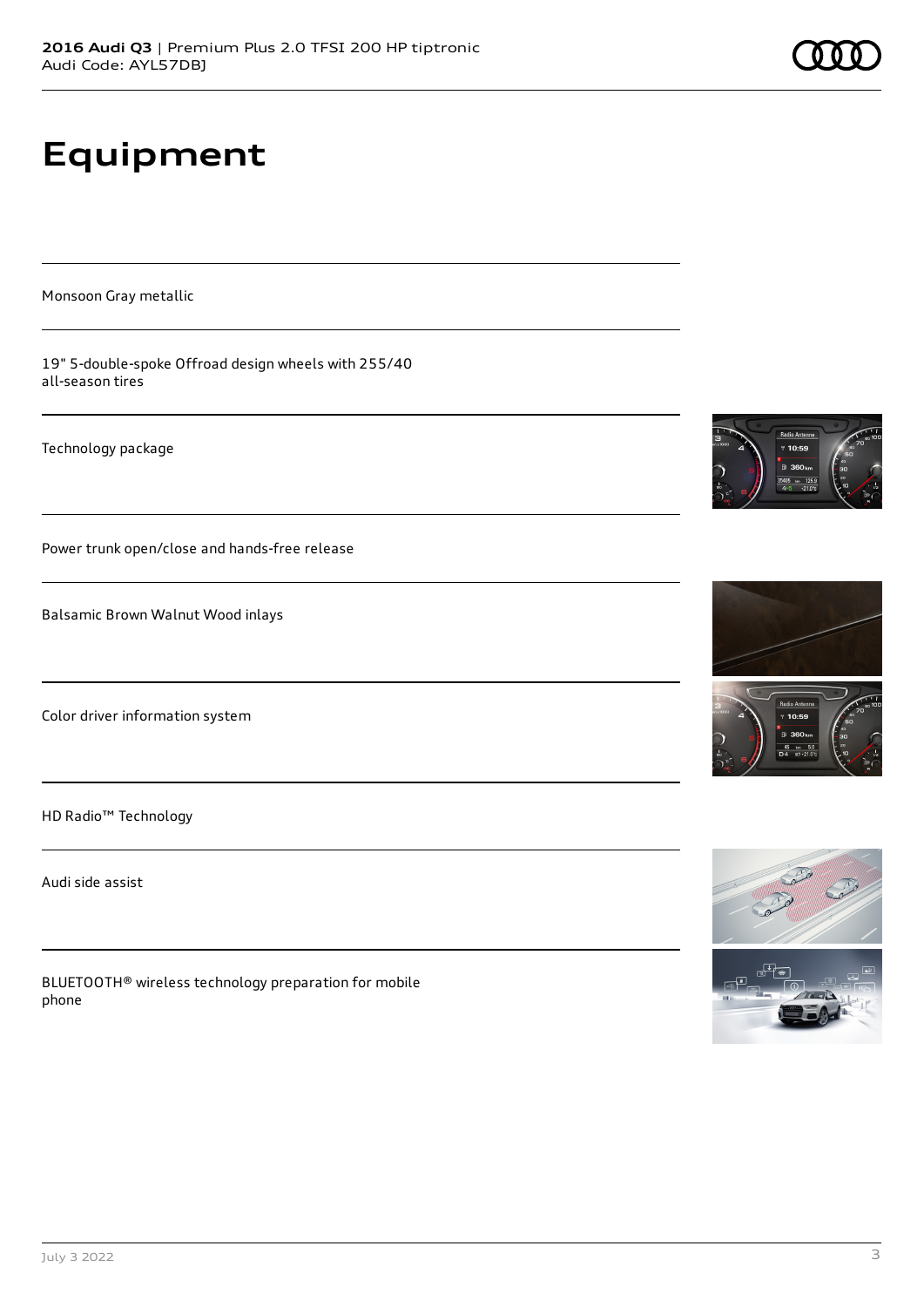# Equipment

Monsoon Gray metallic

19" 5-double-spoke Offroad design wheels with 255/40 all-season tires

Technology package

Power trunk open/close and hands-free release

Balsamic Brown Walnut Wood inlays

Color driver information system

HD Radio™ Technology

Audi side assist

BLUETOOTH® wireless technology preparation for mobile phone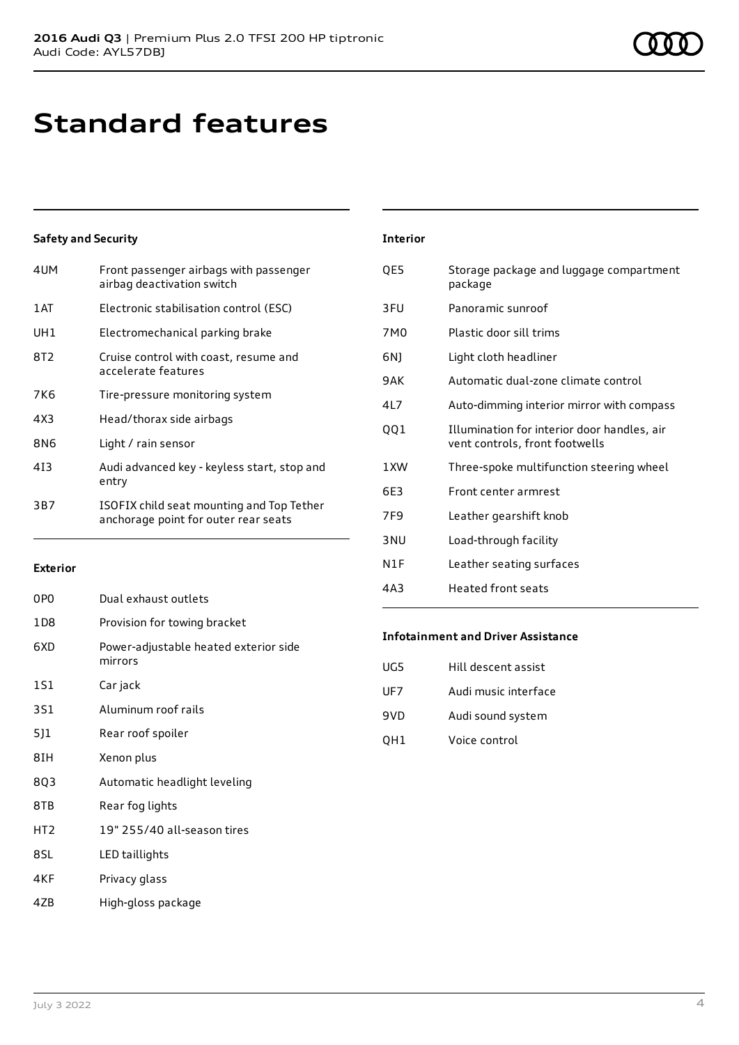# Standard features

### Safety and Security

| | |
|---|---|
| 4UM | Front passenger airbags with passenger airbag deactivation switch |
| 1AT | Electronic stabilisation control (ESC) |
| UH1 | Electromechanical parking brake |
| 8T2 | Cruise control with coast, resume and accelerate features |
| 7K6 | Tire-pressure monitoring system |
| 4X3 | Head/thorax side airbags |
| 8N6 | Light / rain sensor |
| 4I3 | Audi advanced key - keyless start, stop and entry |
| 3B7 | ISOFIX child seat mounting and Top Tether anchorage point for outer rear seats |

### Exterior

| | |
|---|---|
| 0P0 | Dual exhaust outlets |
| 1D8 | Provision for towing bracket |
| 6XD | Power-adjustable heated exterior side mirrors |
| 1S1 | Car jack |
| 3S1 | Aluminum roof rails |
| 5J1 | Rear roof spoiler |
| 8IH | Xenon plus |
| 8Q3 | Automatic headlight leveling |
| 8TB | Rear fog lights |
| HT2 | 19" 255/40 all-season tires |
| 8SL | LED taillights |
| 4KF | Privacy glass |
| 4ZB | High-gloss package |

### Interior

| | |
|---|---|
| QE5 | Storage package and luggage compartment package |
| 3FU | Panoramic sunroof |
| 7M0 | Plastic door sill trims |
| 6NJ | Light cloth headliner |
| 9AK | Automatic dual-zone climate control |
| 4L7 | Auto-dimming interior mirror with compass |
| QQ1 | Illumination for interior door handles, air vent controls, front footwells |
| 1XW | Three-spoke multifunction steering wheel |
| 6E3 | Front center armrest |
| 7F9 | Leather gearshift knob |
| 3NU | Load-through facility |
| N1F | Leather seating surfaces |
| 4A3 | Heated front seats |

### Infotainment and Driver Assistance

| | |
|---|---|
| UG5 | Hill descent assist |
| UF7 | Audi music interface |
| 9VD | Audi sound system |
| QH1 | Voice control |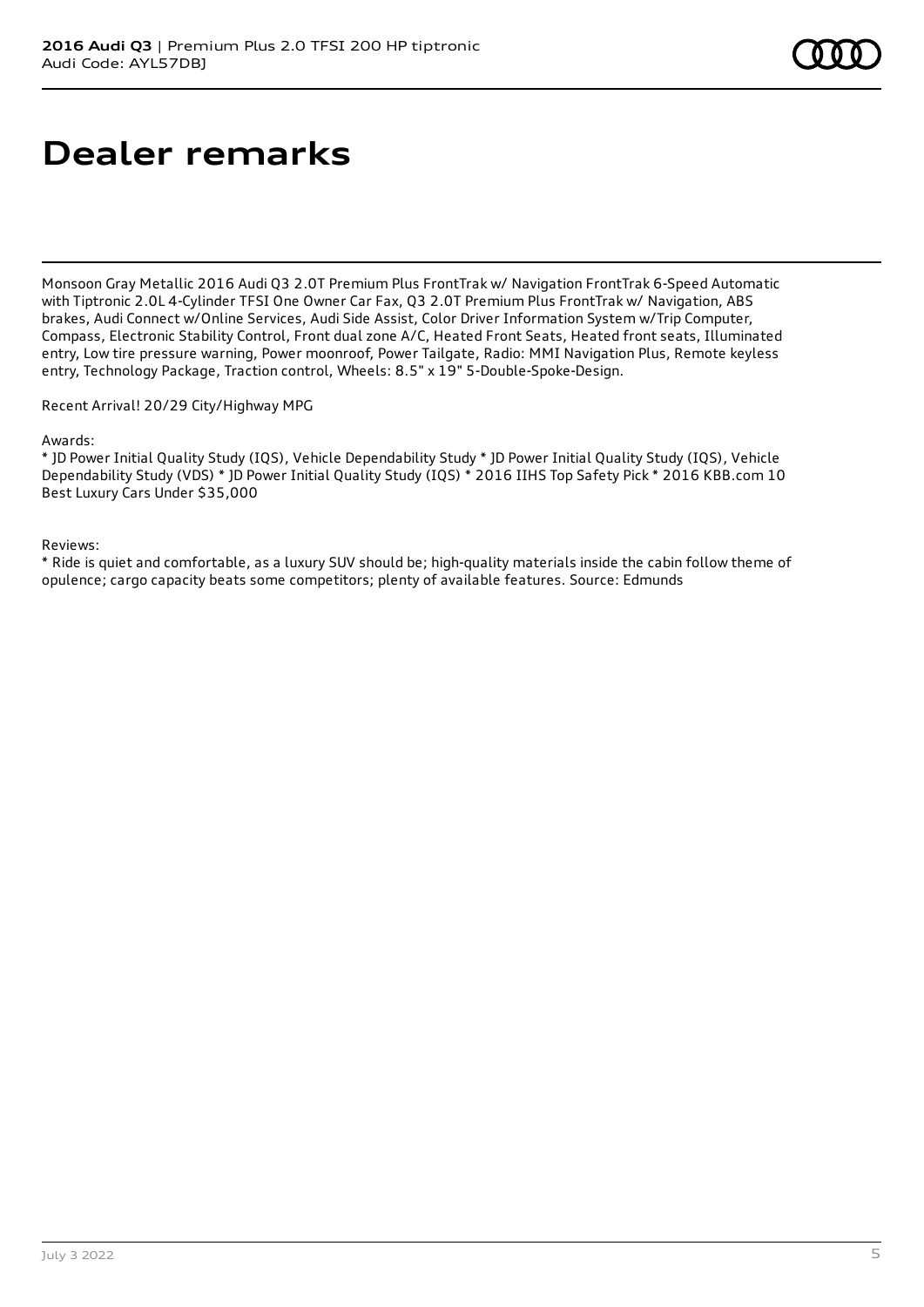# Dealer remarks

Monsoon Gray Metallic 2016 Audi Q3 2.0T Premium Plus FrontTrak w/ Navigation FrontTrak 6-Speed Automatic with Tiptronic 2.0L 4-Cylinder TFSI One Owner Car Fax, Q3 2.0T Premium Plus FrontTrak w/ Navigation, ABS brakes, Audi Connect w/Online Services, Audi Side Assist, Color Driver Information System w/Trip Computer, Compass, Electronic Stability Control, Front dual zone A/C, Heated Front Seats, Heated front seats, Illuminated entry, Low tire pressure warning, Power moonroof, Power Tailgate, Radio: MMI Navigation Plus, Remote keyless entry, Technology Package, Traction control, Wheels: 8.5" x 19" 5-Double-Spoke-Design.

Recent Arrival! 20/29 City/Highway MPG

Awards:
* JD Power Initial Quality Study (IQS), Vehicle Dependability Study * JD Power Initial Quality Study (IQS), Vehicle Dependability Study (VDS) * JD Power Initial Quality Study (IQS) * 2016 IIHS Top Safety Pick * 2016 KBB.com 10 Best Luxury Cars Under $35,000

Reviews:
* Ride is quiet and comfortable, as a luxury SUV should be; high-quality materials inside the cabin follow theme of opulence; cargo capacity beats some competitors; plenty of available features. Source: Edmunds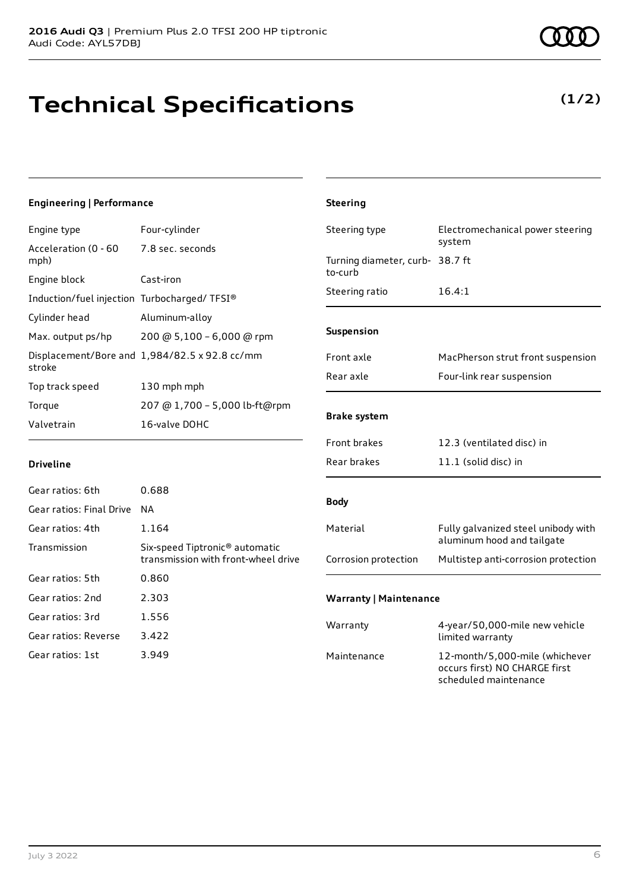# Technical Specifications

**(1/2)**

### Engineering | Performance

| | |
|---|---|
| Engine type | Four-cylinder |
| Acceleration (0 - 60 mph) | 7.8 sec. seconds |
| Engine block | Cast-iron |
| Induction/fuel injection | Turbocharged/ TFSI® |
| Cylinder head | Aluminum-alloy |
| Max. output ps/hp | 200 @ 5,100 – 6,000 @ rpm |
| Displacement/Bore and stroke | 1,984/82.5 x 92.8 cc/mm |
| Top track speed | 130 mph mph |
| Torque | 207 @ 1,700 – 5,000 lb-ft@rpm |
| Valvetrain | 16-valve DOHC |

### Driveline

| | |
|---|---|
| Gear ratios: 6th | 0.688 |
| Gear ratios: Final Drive | NA |
| Gear ratios: 4th | 1.164 |
| Transmission | Six-speed Tiptronic® automatic transmission with front-wheel drive |
| Gear ratios: 5th | 0.860 |
| Gear ratios: 2nd | 2.303 |
| Gear ratios: 3rd | 1.556 |
| Gear ratios: Reverse | 3.422 |
| Gear ratios: 1st | 3.949 |

### Steering

| | |
|---|---|
| Steering type | Electromechanical power steering system |
| Turning diameter, curb-to-curb | 38.7 ft |
| Steering ratio | 16.4:1 |

### Suspension

| | |
|---|---|
| Front axle | MacPherson strut front suspension |
| Rear axle | Four-link rear suspension |

### Brake system

| | |
|---|---|
| Front brakes | 12.3 (ventilated disc) in |
| Rear brakes | 11.1 (solid disc) in |

### Body

| | |
|---|---|
| Material | Fully galvanized steel unibody with aluminum hood and tailgate |
| Corrosion protection | Multistep anti-corrosion protection |

### Warranty | Maintenance

| | |
|---|---|
| Warranty | 4-year/50,000-mile new vehicle limited warranty |
| Maintenance | 12-month/5,000-mile (whichever occurs first) NO CHARGE first scheduled maintenance |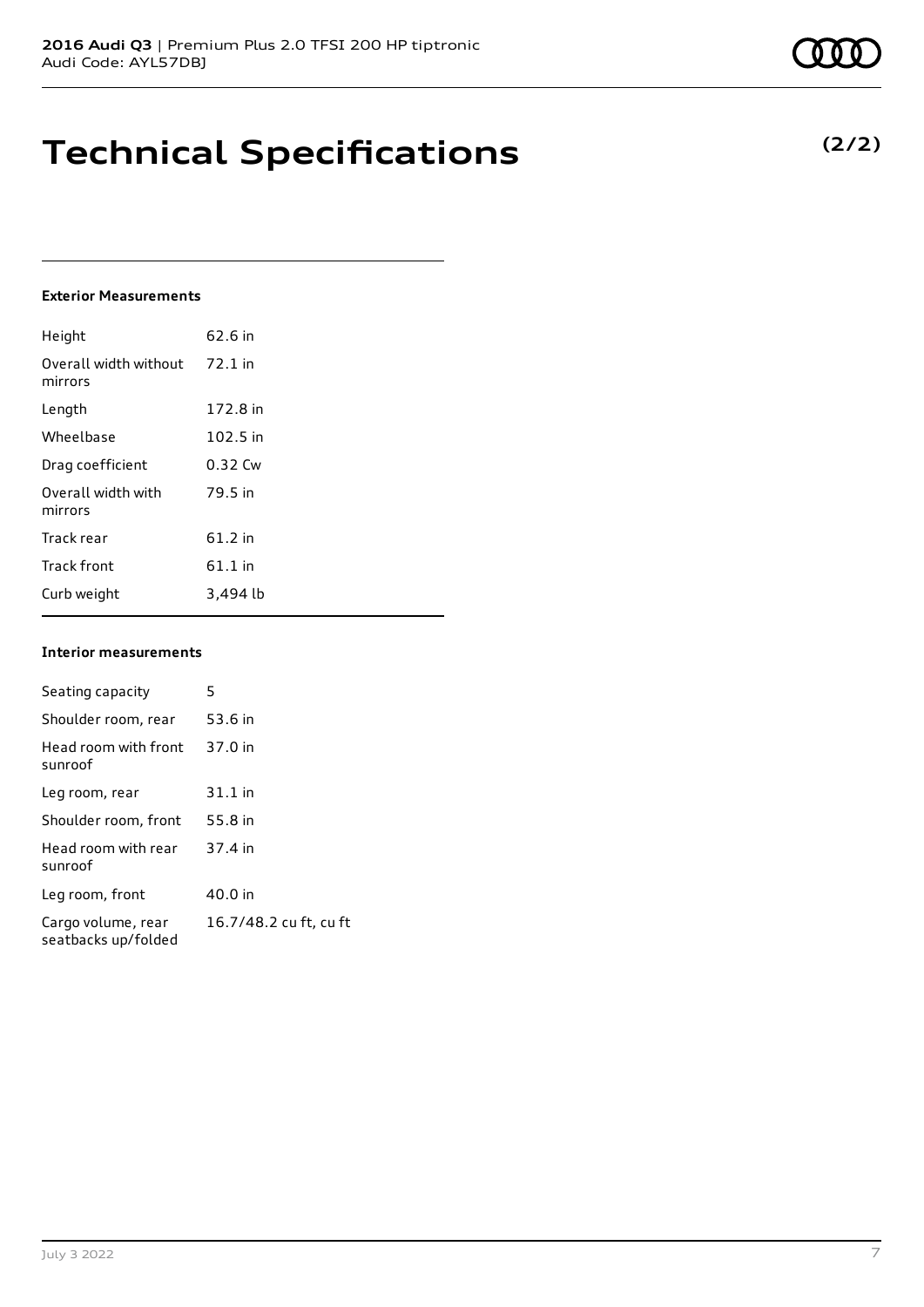# Technical Specifications

**(2/2)**

### Exterior Measurements

| | |
|---|---|
| Height | 62.6 in |
| Overall width without mirrors | 72.1 in |
| Length | 172.8 in |
| Wheelbase | 102.5 in |
| Drag coefficient | 0.32 Cw |
| Overall width with mirrors | 79.5 in |
| Track rear | 61.2 in |
| Track front | 61.1 in |
| Curb weight | 3,494 lb |

### Interior measurements

| | |
|---|---|
| Seating capacity | 5 |
| Shoulder room, rear | 53.6 in |
| Head room with front sunroof | 37.0 in |
| Leg room, rear | 31.1 in |
| Shoulder room, front | 55.8 in |
| Head room with rear sunroof | 37.4 in |
| Leg room, front | 40.0 in |
| Cargo volume, rear seatbacks up/folded | 16.7/48.2 cu ft, cu ft |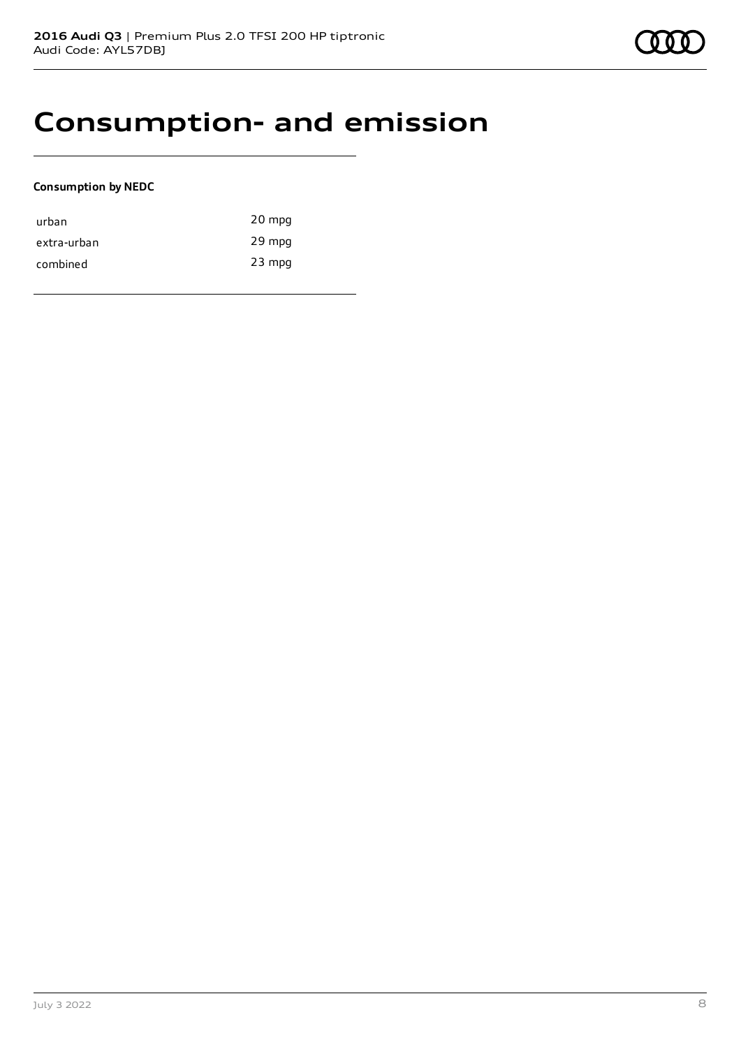# Consumption- and emission

**Consumption by NEDC**

| | |
|---|---|
| urban | 20 mpg |
| extra-urban | 29 mpg |
| combined | 23 mpg |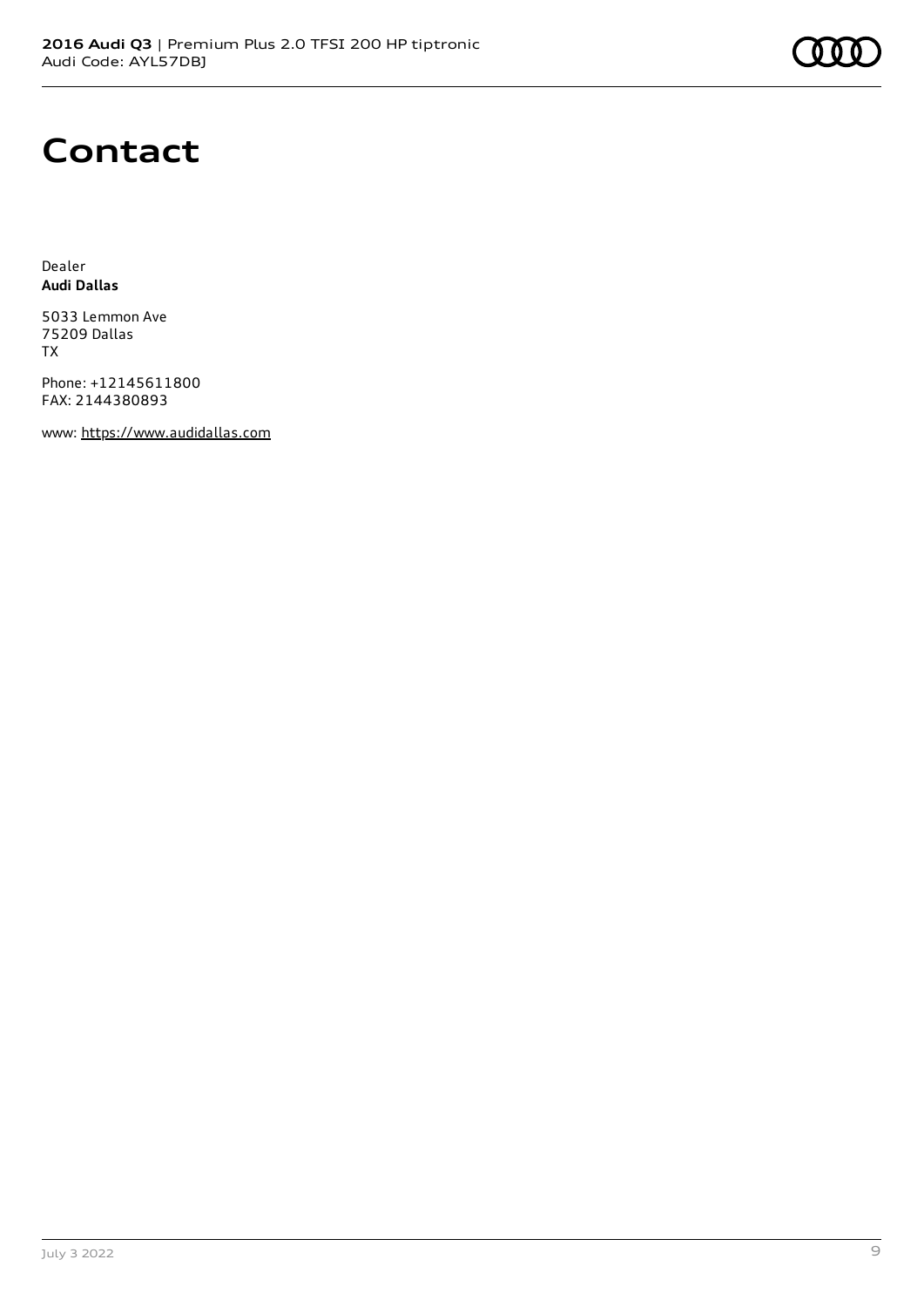# Contact

Dealer
**Audi Dallas**

5033 Lemmon Ave
75209 Dallas
TX

Phone: +12145611800
FAX: 2144380893

www: https://www.audidallas.com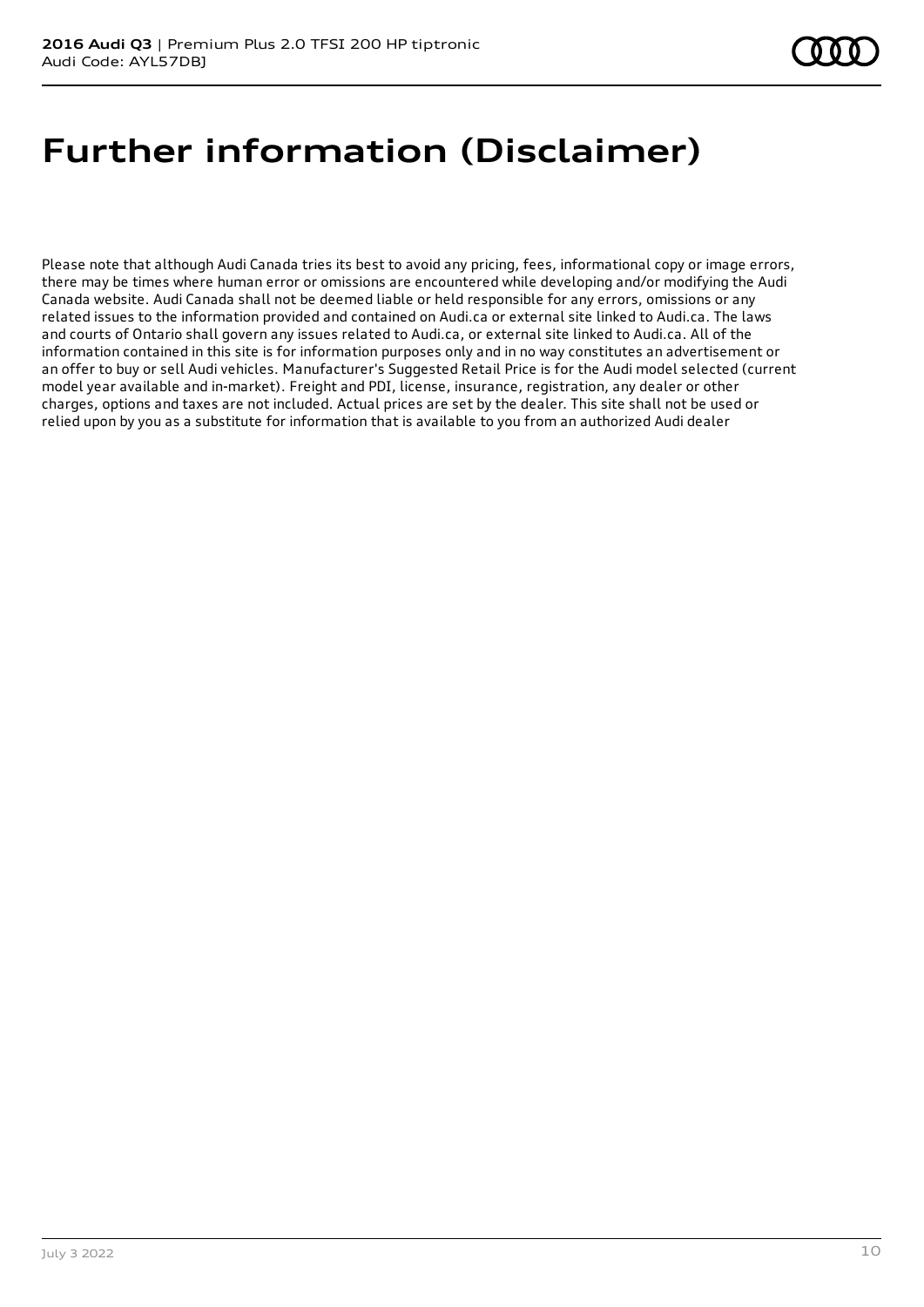# Further information (Disclaimer)

Please note that although Audi Canada tries its best to avoid any pricing, fees, informational copy or image errors, there may be times where human error or omissions are encountered while developing and/or modifying the Audi Canada website. Audi Canada shall not be deemed liable or held responsible for any errors, omissions or any related issues to the information provided and contained on Audi.ca or external site linked to Audi.ca. The laws and courts of Ontario shall govern any issues related to Audi.ca, or external site linked to Audi.ca. All of the information contained in this site is for information purposes only and in no way constitutes an advertisement or an offer to buy or sell Audi vehicles. Manufacturer's Suggested Retail Price is for the Audi model selected (current model year available and in-market). Freight and PDI, license, insurance, registration, any dealer or other charges, options and taxes are not included. Actual prices are set by the dealer. This site shall not be used or relied upon by you as a substitute for information that is available to you from an authorized Audi dealer